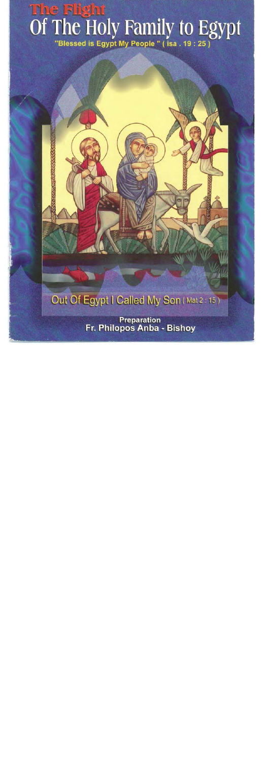# The Flight Of The Holy Family to Egypt

"Blessed is Egypt My People " ( isa . 19 : 25 )

Out Of Egypt I Called My Son ( Mat 2 : 15 )

Preparation
Fr. Philopos Anba - Bishoy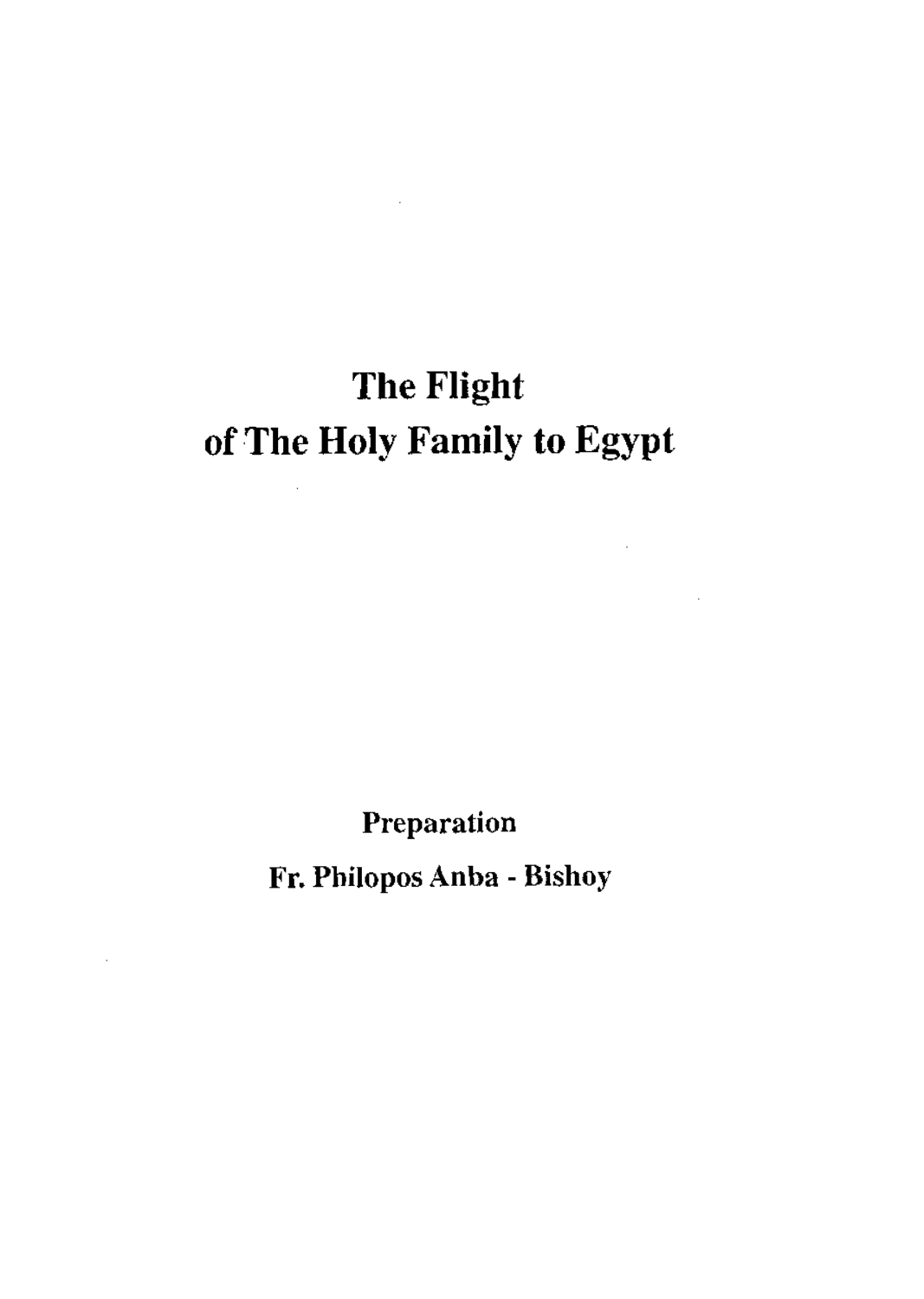# The Flight of The Holy Family to Egypt

**Preparation**

**Fr. Philopos Anba - Bishoy**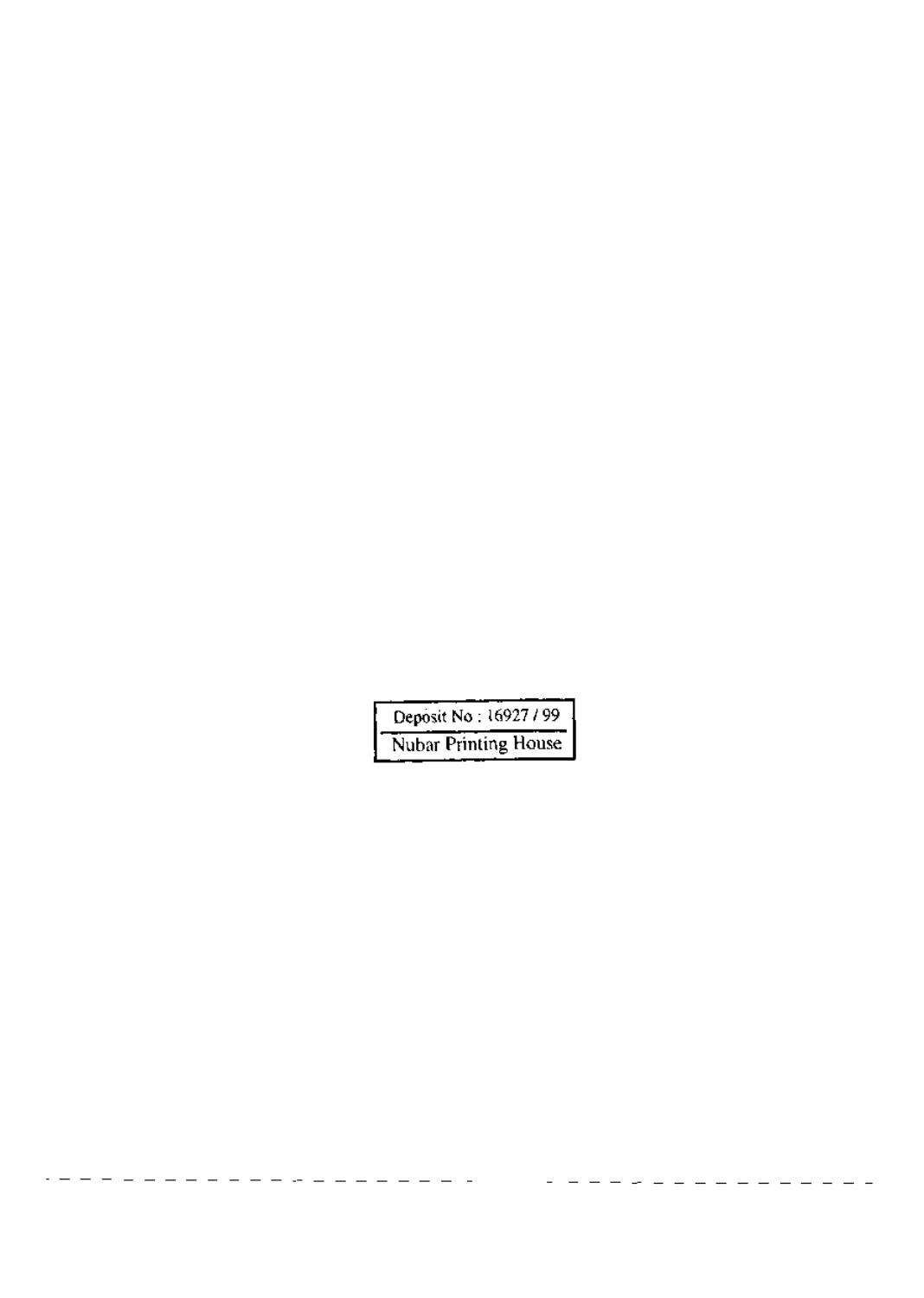| Deposit No : 16927 / 99 |
| --- |
| Nubar Printing House |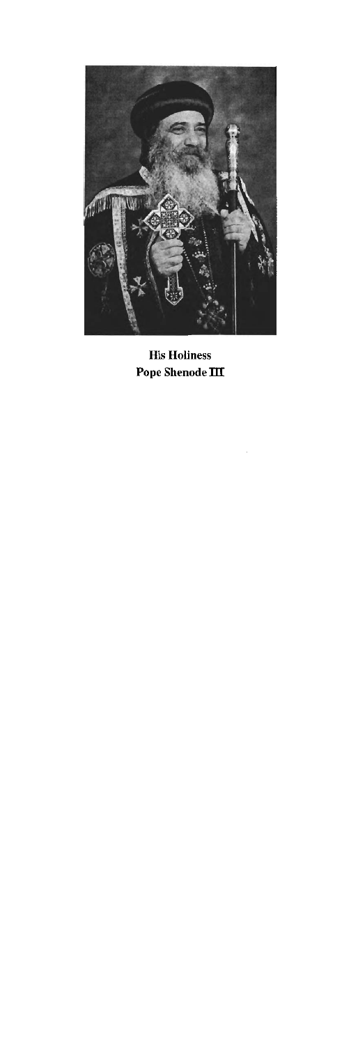**His Holiness**
**Pope Shenode III**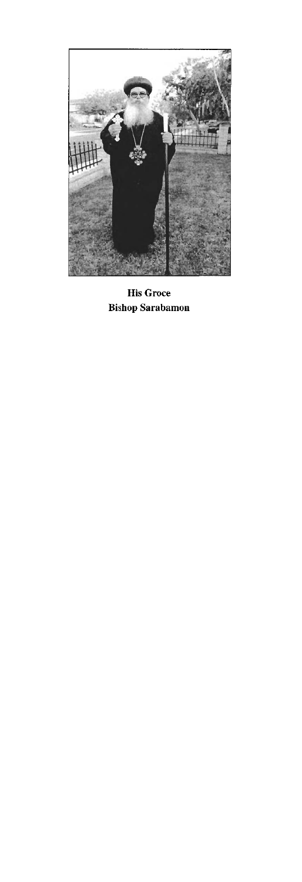**His Groce**
**Bishop Sarabamon**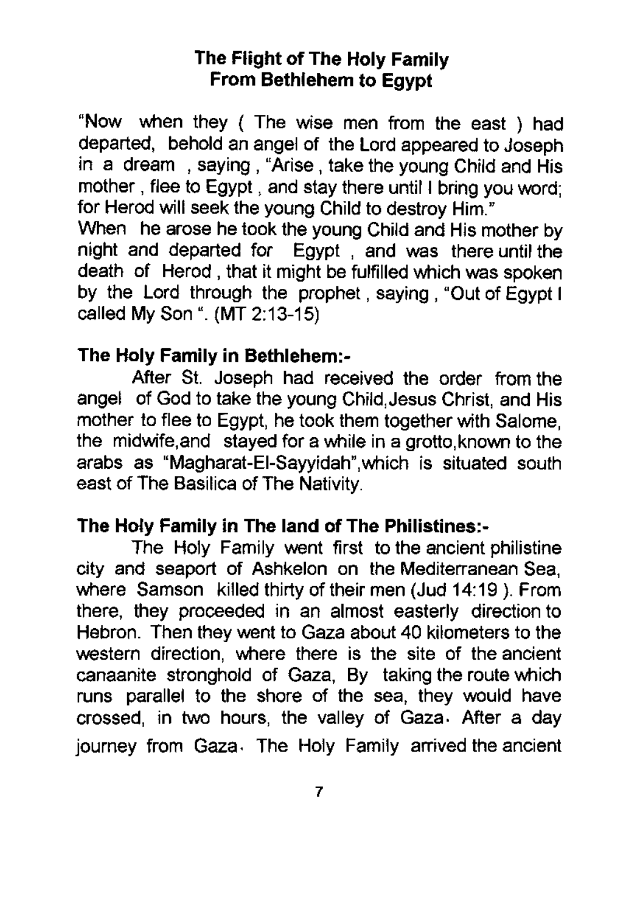## The Flight of The Holy Family From Bethlehem to Egypt

"Now when they ( The wise men from the east ) had departed, behold an angel of the Lord appeared to Joseph in a dream , saying , "Arise , take the young Child and His mother , flee to Egypt , and stay there until I bring you word; for Herod will seek the young Child to destroy Him."
When he arose he took the young Child and His mother by night and departed for Egypt , and was there until the death of Herod , that it might be fulfilled which was spoken by the Lord through the prophet , saying , "Out of Egypt I called My Son ". (MT 2:13-15)

**The Holy Family in Bethlehem:-**

After St. Joseph had received the order from the angel of God to take the young Child,Jesus Christ, and His mother to flee to Egypt, he took them together with Salome, the midwife,and stayed for a while in a grotto,known to the arabs as "Magharat-El-Sayyidah",which is situated south east of The Basilica of The Nativity.

**The Holy Family in The land of The Philistines:-**

The Holy Family went first to the ancient philistine city and seaport of Ashkelon on the Mediterranean Sea, where Samson killed thirty of their men (Jud 14:19 ). From there, they proceeded in an almost easterly direction to Hebron. Then they went to Gaza about 40 kilometers to the western direction, where there is the site of the ancient canaanite stronghold of Gaza, By taking the route which runs parallel to the shore of the sea, they would have crossed, in two hours, the valley of Gaza. After a day journey from Gaza. The Holy Family arrived the ancient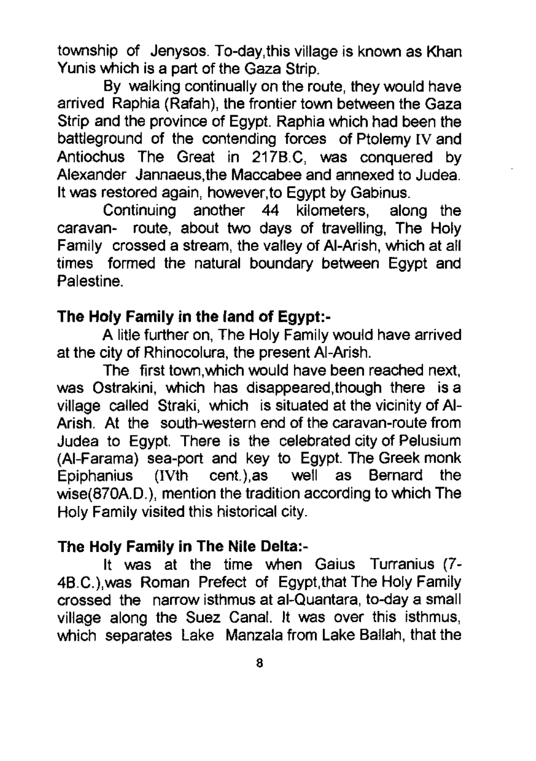township of Jenysos. To-day,this village is known as Khan Yunis which is a part of the Gaza Strip.

By walking continually on the route, they would have arrived Raphia (Rafah), the frontier town between the Gaza Strip and the province of Egypt. Raphia which had been the battleground of the contending forces of Ptolemy IV and Antiochus The Great in 217B.C, was conquered by Alexander Jannaeus,the Maccabee and annexed to Judea. It was restored again, however,to Egypt by Gabinus.

Continuing another 44 kilometers, along the caravan- route, about two days of travelling, The Holy Family crossed a stream, the valley of Al-Arish, which at all times formed the natural boundary between Egypt and Palestine.

**The Holy Family in the land of Egypt:-**

A litle further on, The Holy Family would have arrived at the city of Rhinocolura, the present Al-Arish.

The first town,which would have been reached next, was Ostrakini, which has disappeared,though there is a village called Straki, which is situated at the vicinity of Al-Arish. At the south-western end of the caravan-route from Judea to Egypt. There is the celebrated city of Pelusium (Al-Farama) sea-port and key to Egypt. The Greek monk Epiphanius (IVth cent.),as well as Bernard the wise(870A.D.), mention the tradition according to which The Holy Family visited this historical city.

**The Holy Family in The Nile Delta:-**

It was at the time when Gaius Turranius (7-4B.C.),was Roman Prefect of Egypt,that The Holy Family crossed the narrow isthmus at al-Quantara, to-day a small village along the Suez Canal. It was over this isthmus, which separates Lake Manzala from Lake Ballah, that the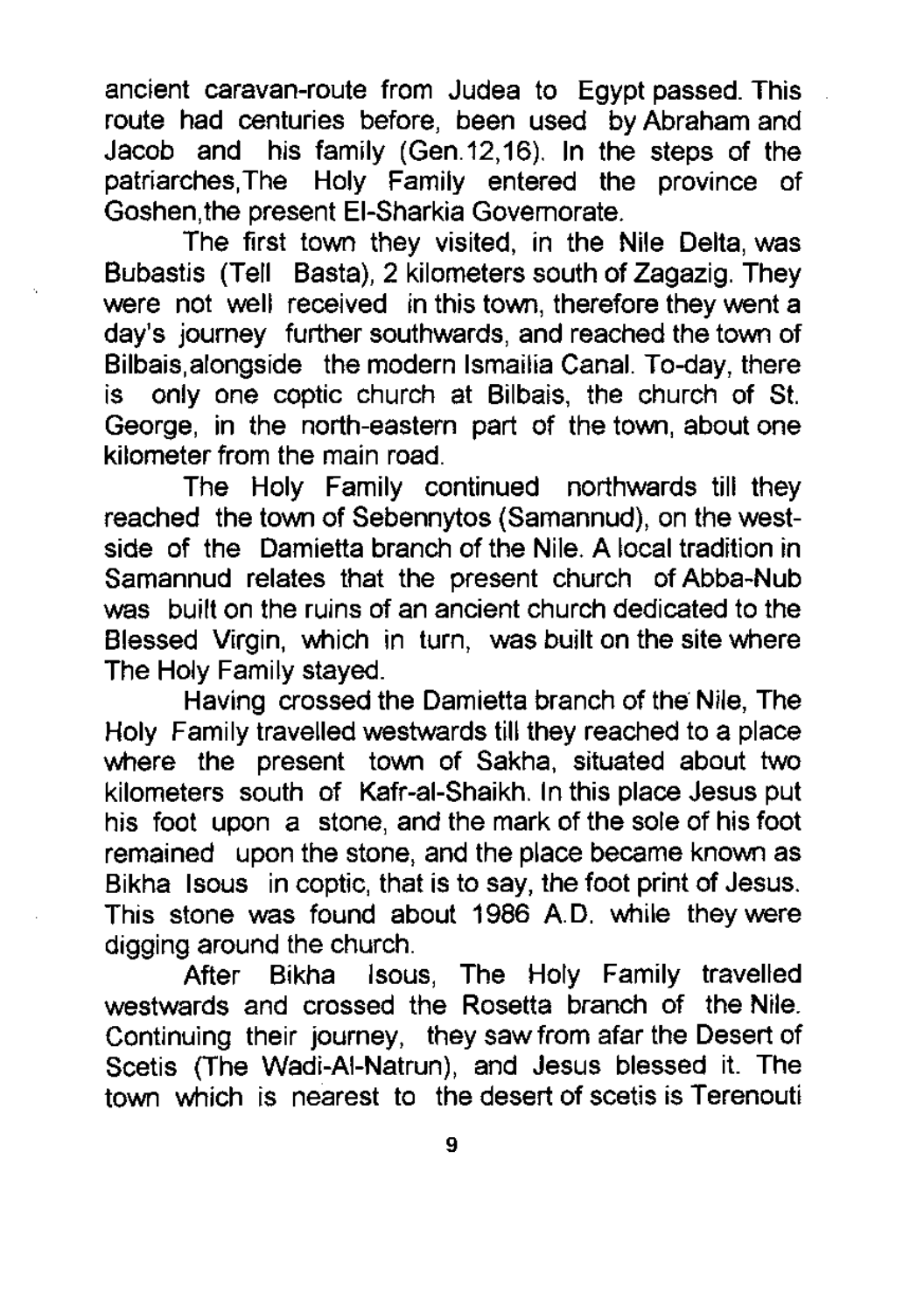ancient caravan-route from Judea to Egypt passed. This route had centuries before, been used by Abraham and Jacob and his family (Gen.12,16). In the steps of the patriarches,The Holy Family entered the province of Goshen,the present El-Sharkia Governorate.

The first town they visited, in the Nile Delta, was Bubastis (Tell Basta), 2 kilometers south of Zagazig. They were not well received in this town, therefore they went a day's journey further southwards, and reached the town of Bilbais,alongside the modern Ismailia Canal. To-day, there is only one coptic church at Bilbais, the church of St. George, in the north-eastern part of the town, about one kilometer from the main road.

The Holy Family continued northwards till they reached the town of Sebennytos (Samannud), on the west-side of the Damietta branch of the Nile. A local tradition in Samannud relates that the present church of Abba-Nub was built on the ruins of an ancient church dedicated to the Blessed Virgin, which in turn, was built on the site where The Holy Family stayed.

Having crossed the Damietta branch of the Nile, The Holy Family travelled westwards till they reached to a place where the present town of Sakha, situated about two kilometers south of Kafr-al-Shaikh. In this place Jesus put his foot upon a stone, and the mark of the sole of his foot remained upon the stone, and the place became known as Bikha Isous in coptic, that is to say, the foot print of Jesus. This stone was found about 1986 A.D. while they were digging around the church.

After Bikha Isous, The Holy Family travelled westwards and crossed the Rosetta branch of the Nile. Continuing their journey, they saw from afar the Desert of Scetis (The Wadi-Al-Natrun), and Jesus blessed it. The town which is nearest to the desert of scetis is Terenouti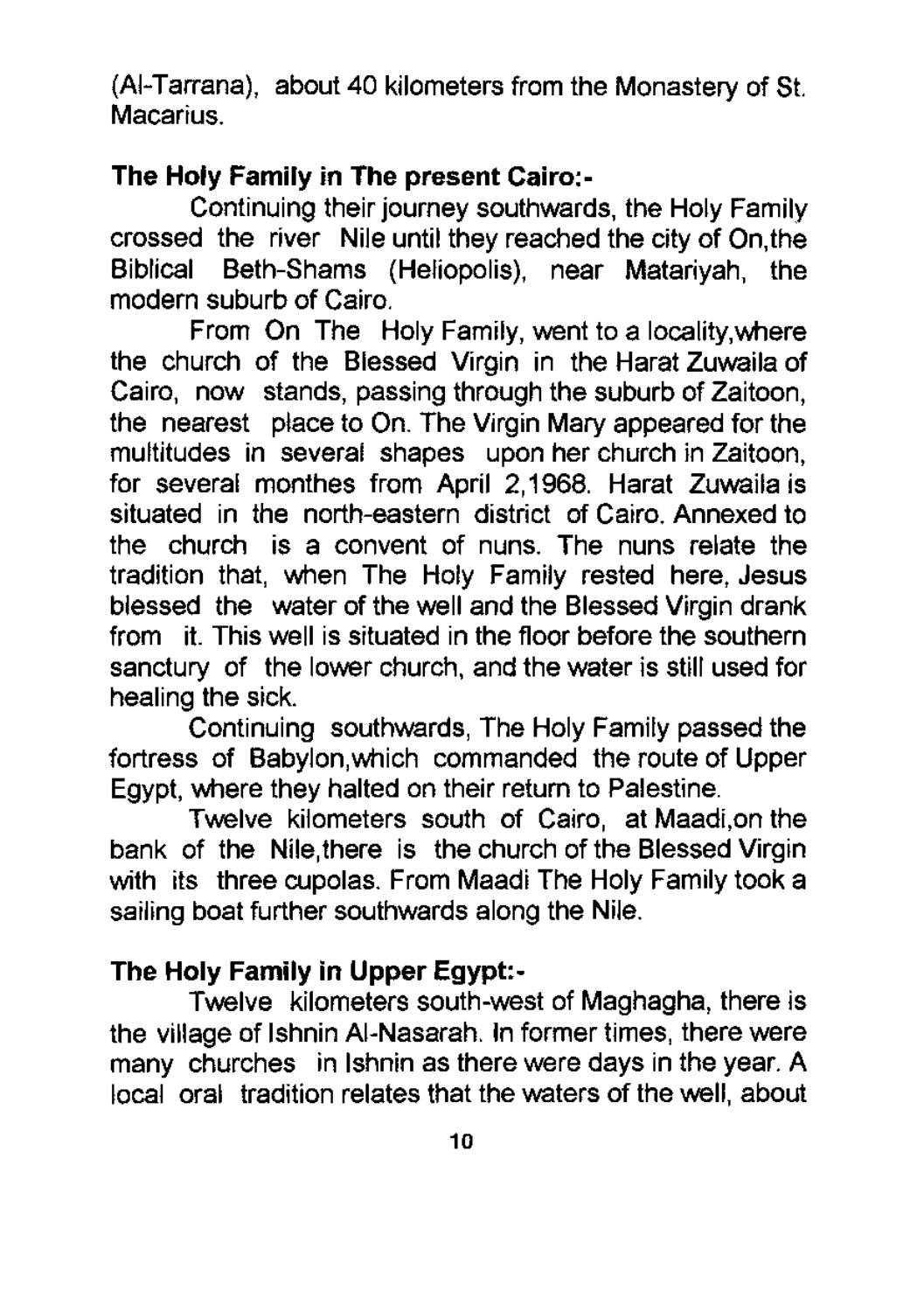(Al-Tarrana), about 40 kilometers from the Monastery of St. Macarius.

**The Holy Family in The present Cairo:-**

Continuing their journey southwards, the Holy Family crossed the river Nile until they reached the city of On,the Biblical Beth-Shams (Heliopolis), near Matariyah, the modern suburb of Cairo.

From On The Holy Family, went to a locality,where the church of the Blessed Virgin in the Harat Zuwaila of Cairo, now stands, passing through the suburb of Zaitoon, the nearest place to On. The Virgin Mary appeared for the multitudes in several shapes upon her church in Zaitoon, for several monthes from April 2,1968. Harat Zuwaila is situated in the north-eastern district of Cairo. Annexed to the church is a convent of nuns. The nuns relate the tradition that, when The Holy Family rested here, Jesus blessed the water of the well and the Blessed Virgin drank from it. This well is situated in the floor before the southern sanctury of the lower church, and the water is still used for healing the sick.

Continuing southwards, The Holy Family passed the fortress of Babylon,which commanded the route of Upper Egypt, where they halted on their return to Palestine.

Twelve kilometers south of Cairo, at Maadi,on the bank of the Nile,there is the church of the Blessed Virgin with its three cupolas. From Maadi The Holy Family took a sailing boat further southwards along the Nile.

**The Holy Family in Upper Egypt:-**

Twelve kilometers south-west of Maghagha, there is the village of Ishnin Al-Nasarah. In former times, there were many churches in Ishnin as there were days in the year. A local oral tradition relates that the waters of the well, about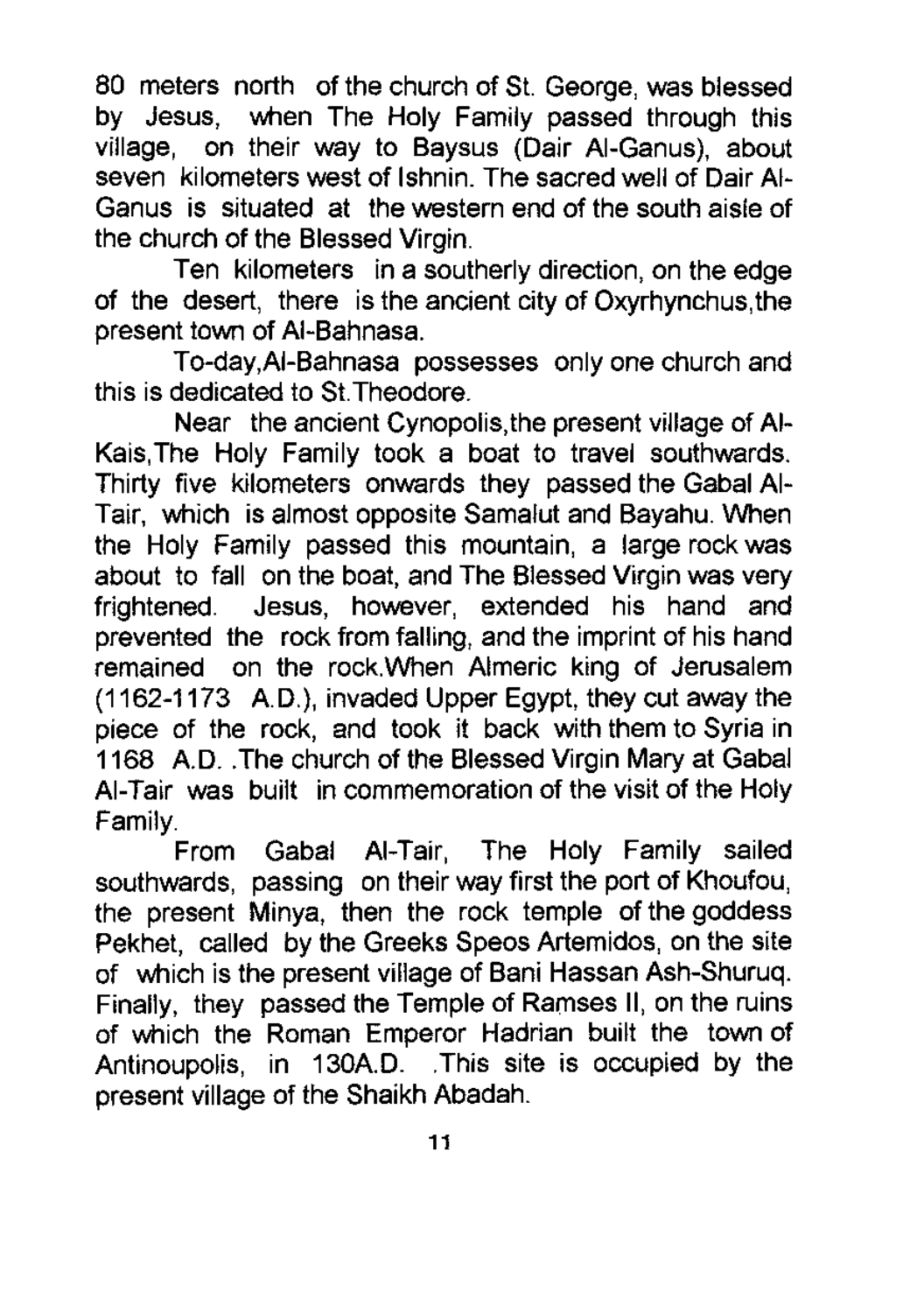80 meters north of the church of St. George, was blessed by Jesus, when The Holy Family passed through this village, on their way to Baysus (Dair Al-Ganus), about seven kilometers west of Ishnin. The sacred well of Dair Al-Ganus is situated at the western end of the south aisle of the church of the Blessed Virgin.

Ten kilometers in a southerly direction, on the edge of the desert, there is the ancient city of Oxyrhynchus,the present town of Al-Bahnasa.

To-day,Al-Bahnasa possesses only one church and this is dedicated to St.Theodore.

Near the ancient Cynopolis,the present village of Al-Kais,The Holy Family took a boat to travel southwards. Thirty five kilometers onwards they passed the Gabal Al-Tair, which is almost opposite Samalut and Bayahu. When the Holy Family passed this mountain, a large rock was about to fall on the boat, and The Blessed Virgin was very frightened. Jesus, however, extended his hand and prevented the rock from falling, and the imprint of his hand remained on the rock.When Almeric king of Jerusalem (1162-1173 A.D.), invaded Upper Egypt, they cut away the piece of the rock, and took it back with them to Syria in 1168 A.D. .The church of the Blessed Virgin Mary at Gabal Al-Tair was built in commemoration of the visit of the Holy Family.

From Gabal Al-Tair, The Holy Family sailed southwards, passing on their way first the port of Khoufou, the present Minya, then the rock temple of the goddess Pekhet, called by the Greeks Speos Artemidos, on the site of which is the present village of Bani Hassan Ash-Shuruq. Finally, they passed the Temple of Ramses II, on the ruins of which the Roman Emperor Hadrian built the town of Antinoupolis, in 130A.D. .This site is occupied by the present village of the Shaikh Abadah.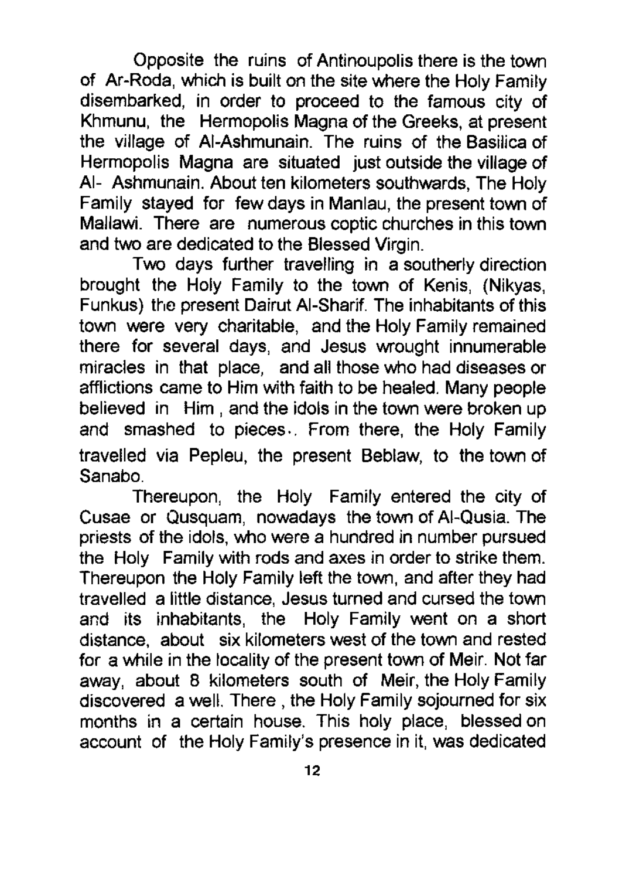Opposite the ruins of Antinoupolis there is the town of Ar-Roda, which is built on the site where the Holy Family disembarked, in order to proceed to the famous city of Khmunu, the Hermopolis Magna of the Greeks, at present the village of Al-Ashmunain. The ruins of the Basilica of Hermopolis Magna are situated just outside the village of Al- Ashmunain. About ten kilometers southwards, The Holy Family stayed for few days in Manlau, the present town of Mallawi. There are numerous coptic churches in this town and two are dedicated to the Blessed Virgin.

Two days further travelling in a southerly direction brought the Holy Family to the town of Kenis, (Nikyas, Funkus) the present Dairut Al-Sharif. The inhabitants of this town were very charitable, and the Holy Family remained there for several days, and Jesus wrought innumerable miracles in that place, and all those who had diseases or afflictions came to Him with faith to be healed. Many people believed in Him , and the idols in the town were broken up and smashed to pieces.. From there, the Holy Family travelled via Pepleu, the present Beblaw, to the town of Sanabo.

Thereupon, the Holy Family entered the city of Cusae or Qusquam, nowadays the town of Al-Qusia. The priests of the idols, who were a hundred in number pursued the Holy Family with rods and axes in order to strike them. Thereupon the Holy Family left the town, and after they had travelled a little distance, Jesus turned and cursed the town and its inhabitants, the Holy Family went on a short distance, about six kilometers west of the town and rested for a while in the locality of the present town of Meir. Not far away, about 8 kilometers south of Meir, the Holy Family discovered a well. There , the Holy Family sojourned for six months in a certain house. This holy place, blessed on account of the Holy Family's presence in it, was dedicated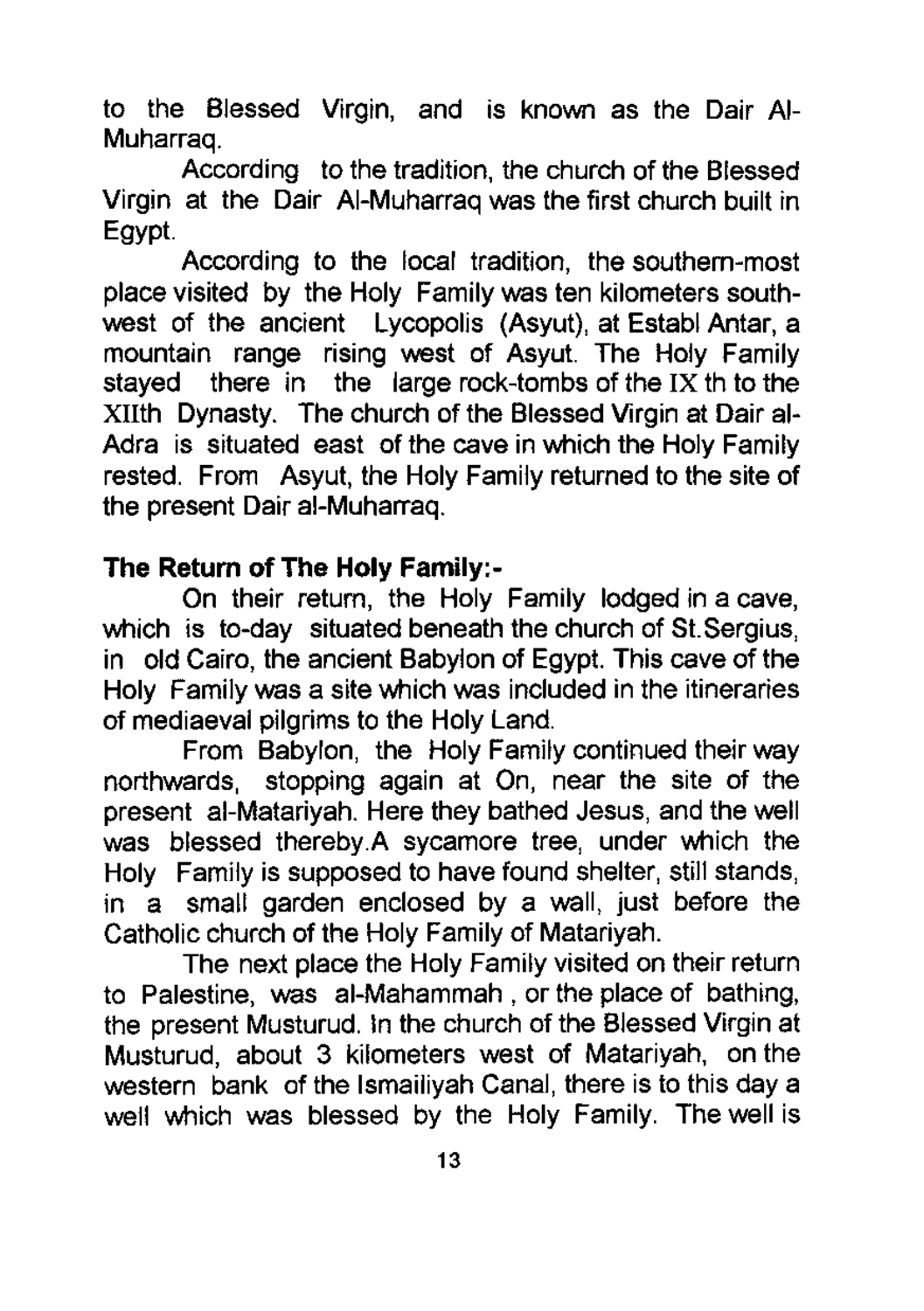to the Blessed Virgin, and is known as the Dair Al-Muharraq.

According to the tradition, the church of the Blessed Virgin at the Dair Al-Muharraq was the first church built in Egypt.

According to the local tradition, the southern-most place visited by the Holy Family was ten kilometers south-west of the ancient Lycopolis (Asyut), at Establ Antar, a mountain range rising west of Asyut. The Holy Family stayed there in the large rock-tombs of the IX th to the XIIth Dynasty. The church of the Blessed Virgin at Dair al-Adra is situated east of the cave in which the Holy Family rested. From Asyut, the Holy Family returned to the site of the present Dair al-Muharraq.

**The Return of The Holy Family:-**

On their return, the Holy Family lodged in a cave, which is to-day situated beneath the church of St.Sergius, in old Cairo, the ancient Babylon of Egypt. This cave of the Holy Family was a site which was included in the itineraries of mediaeval pilgrims to the Holy Land.

From Babylon, the Holy Family continued their way northwards, stopping again at On, near the site of the present al-Matariyah. Here they bathed Jesus, and the well was blessed thereby.A sycamore tree, under which the Holy Family is supposed to have found shelter, still stands, in a small garden enclosed by a wall, just before the Catholic church of the Holy Family of Matariyah.

The next place the Holy Family visited on their return to Palestine, was al-Mahammah , or the place of bathing, the present Musturud. In the church of the Blessed Virgin at Musturud, about 3 kilometers west of Matariyah, on the western bank of the Ismailiyah Canal, there is to this day a well which was blessed by the Holy Family. The well is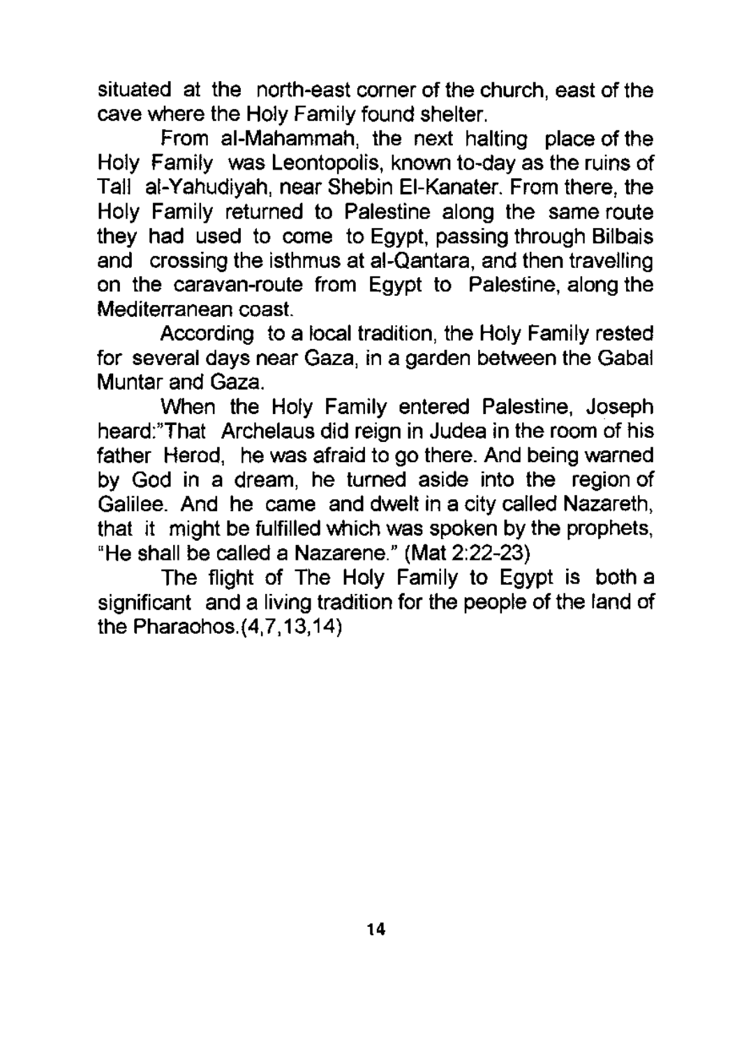situated at the north-east corner of the church, east of the cave where the Holy Family found shelter.

From al-Mahammah, the next halting place of the Holy Family was Leontopolis, known to-day as the ruins of Tall al-Yahudiyah, near Shebin El-Kanater. From there, the Holy Family returned to Palestine along the same route they had used to come to Egypt, passing through Bilbais and crossing the isthmus at al-Qantara, and then travelling on the caravan-route from Egypt to Palestine, along the Mediterranean coast.

According to a local tradition, the Holy Family rested for several days near Gaza, in a garden between the Gabal Muntar and Gaza.

When the Holy Family entered Palestine, Joseph heard:"That Archelaus did reign in Judea in the room of his father Herod, he was afraid to go there. And being warned by God in a dream, he turned aside into the region of Galilee. And he came and dwelt in a city called Nazareth, that it might be fulfilled which was spoken by the prophets, "He shall be called a Nazarene." (Mat 2:22-23)

The flight of The Holy Family to Egypt is both a significant and a living tradition for the people of the land of the Pharaohos.(4,7,13,14)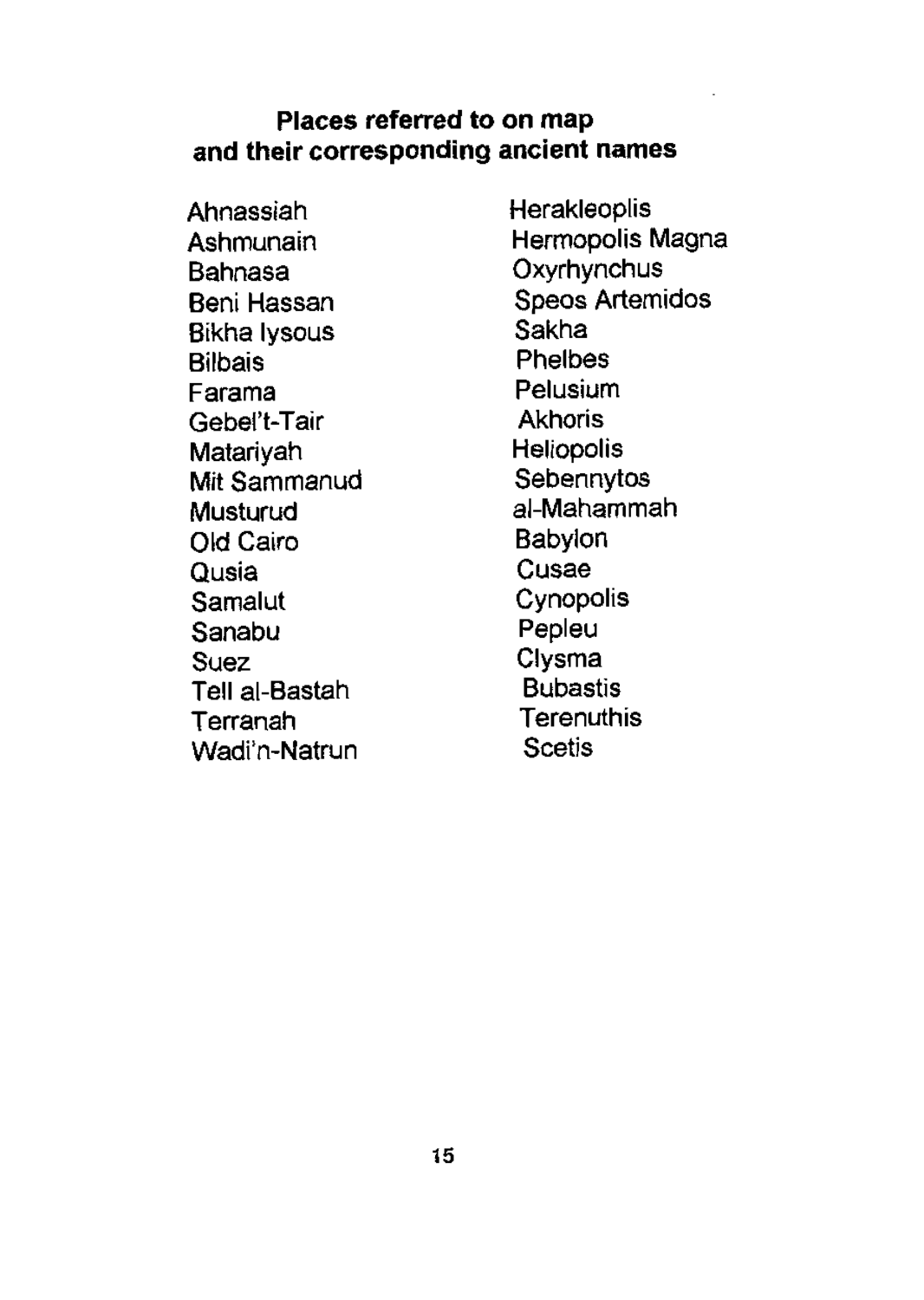## Places referred to on map and their corresponding ancient names

| | |
|---|---|
| Ahnassiah | Herakleoplis |
| Ashmunain | Hermopolis Magna |
| Bahnasa | Oxyrhynchus |
| Beni Hassan | Speos Artemidos |
| Bikha Iysous | Sakha |
| Bilbais | Phelbes |
| Farama | Pelusium |
| Gebel't-Tair | Akhoris |
| Matariyah | Heliopolis |
| Mit Sammanud | Sebennytos |
| Musturud | al-Mahammah |
| Old Cairo | Babylon |
| Qusia | Cusae |
| Samalut | Cynopolis |
| Sanabu | Pepleu |
| Suez | Clysma |
| Tell al-Bastah | Bubastis |
| Terranah | Terenuthis |
| Wadi'n-Natrun | Scetis |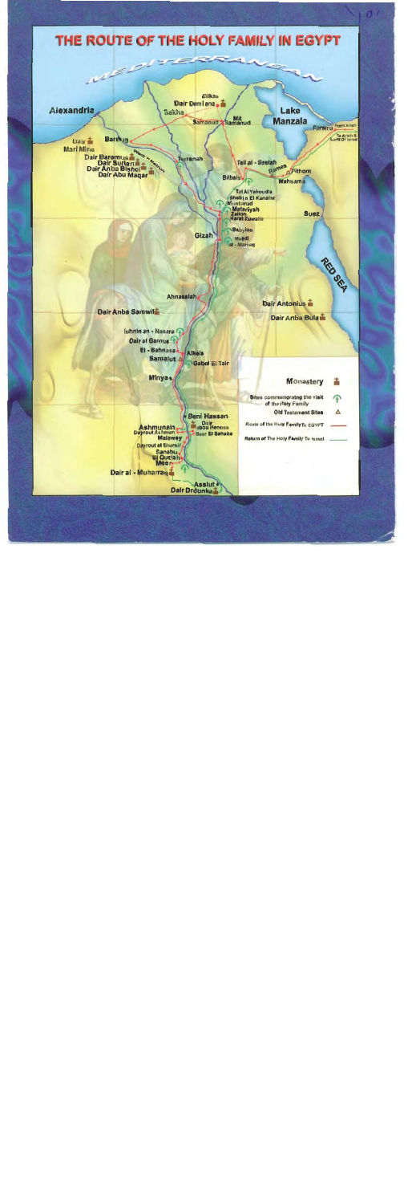# THE ROUTE OF THE HOLY FAMILY IN EGYPT

MEDITERRANEAN

Alexandria

Bilkas

Dair Demiana

Sakha

Mit Samanud

Samanud

Lake Manzala

Farama

Tell Arish

To Arish & Land Of Israel

Dair Mari Mina

Barthus

Dair Baramus

Dair Surian

Dair Anba Bishoi

Dair Abu Maqar

Wadi el Natrun

Terranah

Tell al - Bastah

Ramses

Pithom

Bilbeis

Mahsama

Tall Al Yahoudia

Shebin El Kanater

Mustorud

Matariyah

Zaiton

Haret Zuwaila

Suez

Babylon

Gizah

Maadi

al - Marjeg

RED SEA

Ahnasiah

Dair Antonius

Dair Anba Bula

Dair Anba Samwil

Ishnin an - Nasara

Dair al Garnus

El - Bahnasa

Alkeis

Samalut

Gabel El Tair

Minya

Monastery

Sites commemorating the visit of the Holy Family

Old Testament Sites

Route of the Holy Family To EGYPT

Return of The Holy Family To Israel

Beni Hassan

Dair abou Heness

Ashmunein

Deyrout Ashmun

Malawey

Beer El Sahaba

Deyrout al Sharif

Sanabu

El Qusiah

Meer

Dair al - Muharraq

Assiut

Dair Dronka